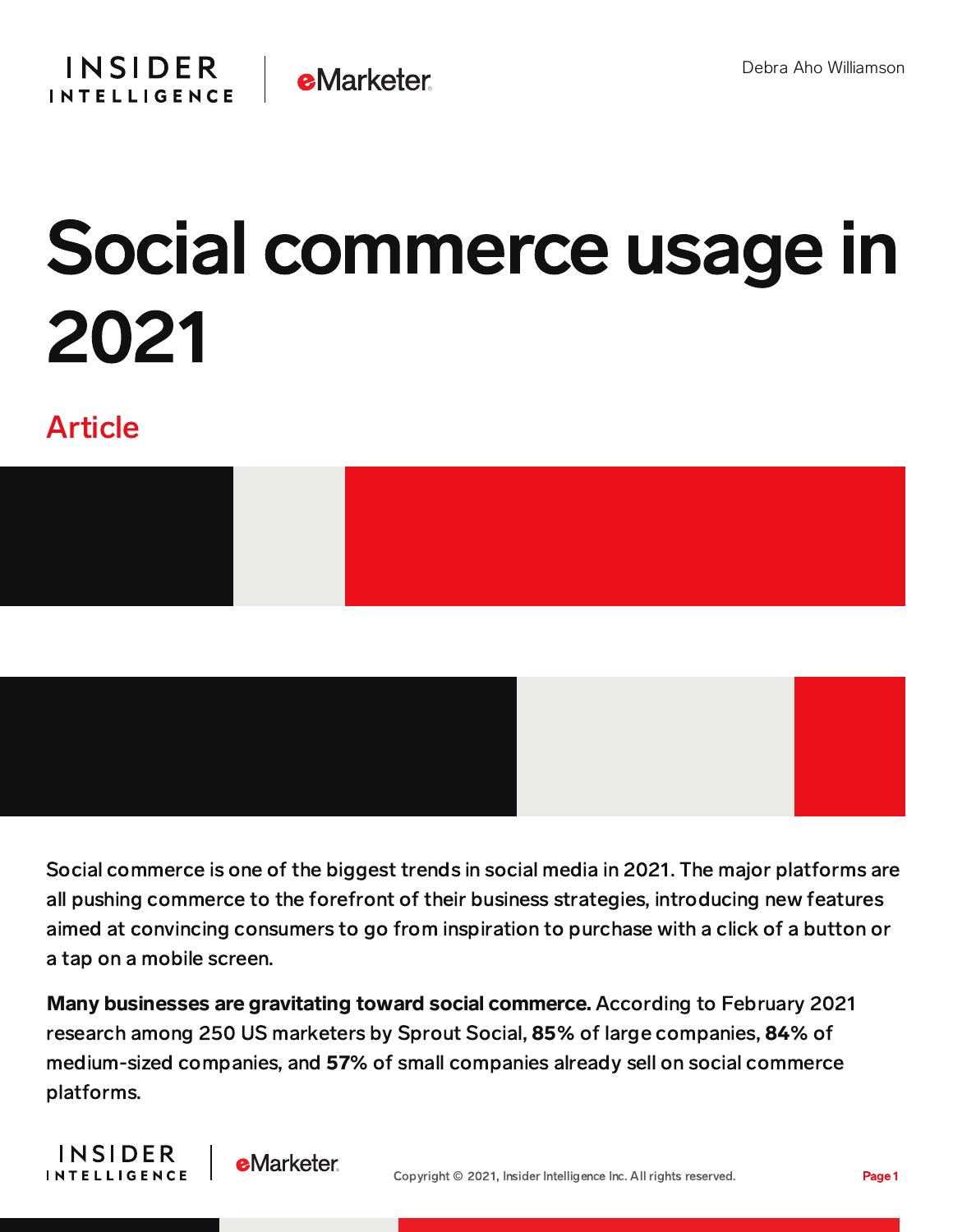Debra Aho Williamson

# Social commerce usage in 2021

## Article

Social commerce is one of the biggest trends in social media in 2021. The major platforms are all pushing commerce to the forefront of their business strategies, introducing new features aimed at convincing consumers to go from inspiration to purchase with a click of a button or a tap on a mobile screen.

**Many businesses are gravitating toward social commerce.** According to February 2021 research among 250 US marketers by Sprout Social, **85%** of large companies, **84%** of medium-sized companies, and **57%** of small companies already sell on social commerce platforms.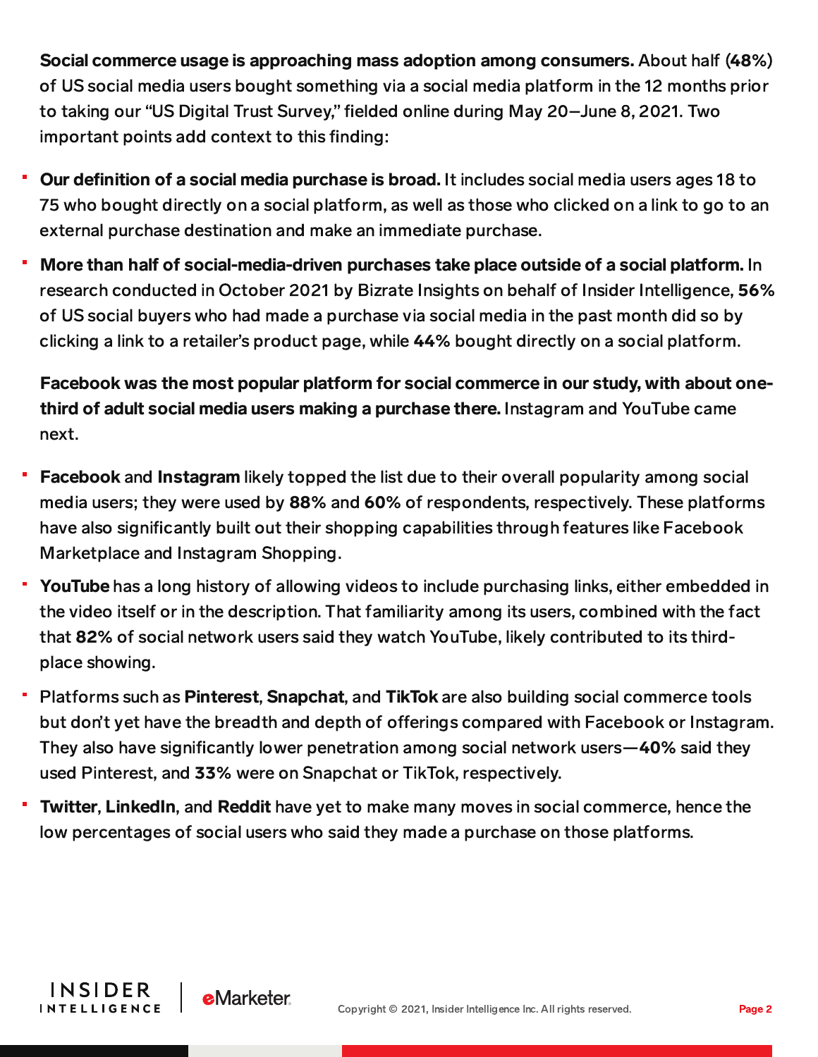**Social commerce usage is approaching mass adoption among consumers.** About half (**48%**) of US social media users bought something via a social media platform in the 12 months prior to taking our "US Digital Trust Survey," fielded online during May 20–June 8, 2021. Two important points add context to this finding:

- **Our definition of a social media purchase is broad.** It includes social media users ages 18 to 75 who bought directly on a social platform, as well as those who clicked on a link to go to an external purchase destination and make an immediate purchase.
- **More than half of social-media-driven purchases take place outside of a social platform.** In research conducted in October 2021 by Bizrate Insights on behalf of Insider Intelligence, **56%** of US social buyers who had made a purchase via social media in the past month did so by clicking a link to a retailer's product page, while **44%** bought directly on a social platform.

**Facebook was the most popular platform for social commerce in our study, with about one-third of adult social media users making a purchase there.** Instagram and YouTube came next.

- **Facebook** and **Instagram** likely topped the list due to their overall popularity among social media users; they were used by **88%** and **60%** of respondents, respectively. These platforms have also significantly built out their shopping capabilities through features like Facebook Marketplace and Instagram Shopping.
- **YouTube** has a long history of allowing videos to include purchasing links, either embedded in the video itself or in the description. That familiarity among its users, combined with the fact that **82%** of social network users said they watch YouTube, likely contributed to its third-place showing.
- Platforms such as **Pinterest**, **Snapchat**, and **TikTok** are also building social commerce tools but don't yet have the breadth and depth of offerings compared with Facebook or Instagram. They also have significantly lower penetration among social network users—**40%** said they used Pinterest, and **33%** were on Snapchat or TikTok, respectively.
- **Twitter**, **LinkedIn**, and **Reddit** have yet to make many moves in social commerce, hence the low percentages of social users who said they made a purchase on those platforms.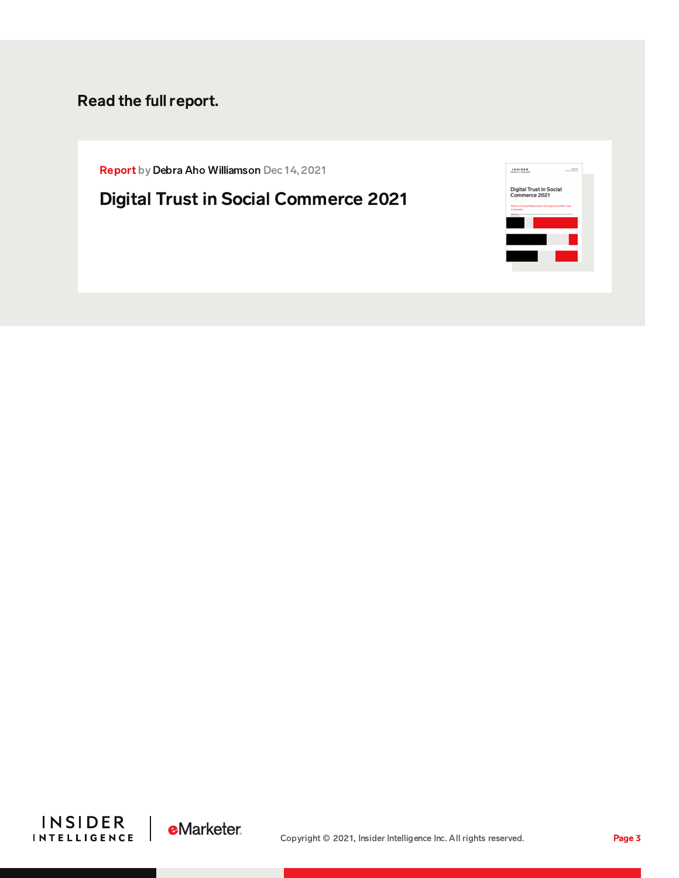## Read the full report.

**Report** by Debra Aho Williamson Dec 14, 2021

### Digital Trust in Social Commerce 2021